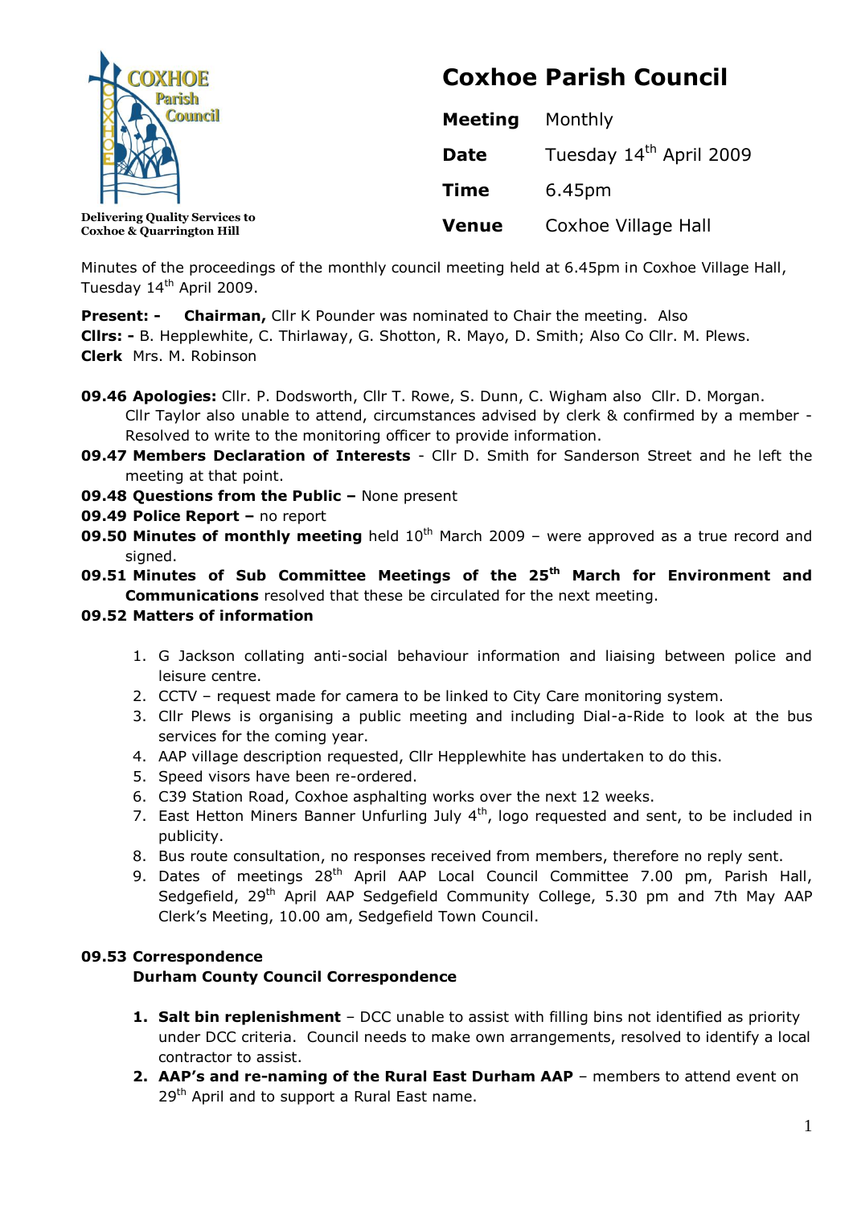COXHOE Parish Council

Delivering Quality Services to Coxhoe & Quarrington Hill

# Coxhoe Parish Council

| | |
|---|---|
| **Meeting** | Monthly |
| **Date** | Tuesday 14th April 2009 |
| **Time** | 6.45pm |
| **Venue** | Coxhoe Village Hall |

Minutes of the proceedings of the monthly council meeting held at 6.45pm in Coxhoe Village Hall, Tuesday 14th April 2009.

**Present: -** **Chairman,** Cllr K Pounder was nominated to Chair the meeting. Also
**Cllrs: -** B. Hepplewhite, C. Thirlaway, G. Shotton, R. Mayo, D. Smith; Also Co Cllr. M. Plews.
**Clerk** Mrs. M. Robinson

**09.46 Apologies:** Cllr. P. Dodsworth, Cllr T. Rowe, S. Dunn, C. Wigham also Cllr. D. Morgan. Cllr Taylor also unable to attend, circumstances advised by clerk & confirmed by a member - Resolved to write to the monitoring officer to provide information.

**09.47 Members Declaration of Interests** - Cllr D. Smith for Sanderson Street and he left the meeting at that point.

**09.48 Questions from the Public –** None present

**09.49 Police Report –** no report

**09.50 Minutes of monthly meeting** held 10th March 2009 – were approved as a true record and signed.

**09.51 Minutes of Sub Committee Meetings of the 25th March for Environment and Communications** resolved that these be circulated for the next meeting.

**09.52 Matters of information**

1. G Jackson collating anti-social behaviour information and liaising between police and leisure centre.
2. CCTV – request made for camera to be linked to City Care monitoring system.
3. Cllr Plews is organising a public meeting and including Dial-a-Ride to look at the bus services for the coming year.
4. AAP village description requested, Cllr Hepplewhite has undertaken to do this.
5. Speed visors have been re-ordered.
6. C39 Station Road, Coxhoe asphalting works over the next 12 weeks.
7. East Hetton Miners Banner Unfurling July 4th, logo requested and sent, to be included in publicity.
8. Bus route consultation, no responses received from members, therefore no reply sent.
9. Dates of meetings 28th April AAP Local Council Committee 7.00 pm, Parish Hall, Sedgefield, 29th April AAP Sedgefield Community College, 5.30 pm and 7th May AAP Clerk's Meeting, 10.00 am, Sedgefield Town Council.

**09.53 Correspondence**

**Durham County Council Correspondence**

1. **Salt bin replenishment** – DCC unable to assist with filling bins not identified as priority under DCC criteria. Council needs to make own arrangements, resolved to identify a local contractor to assist.
2. **AAP's and re-naming of the Rural East Durham AAP** – members to attend event on 29th April and to support a Rural East name.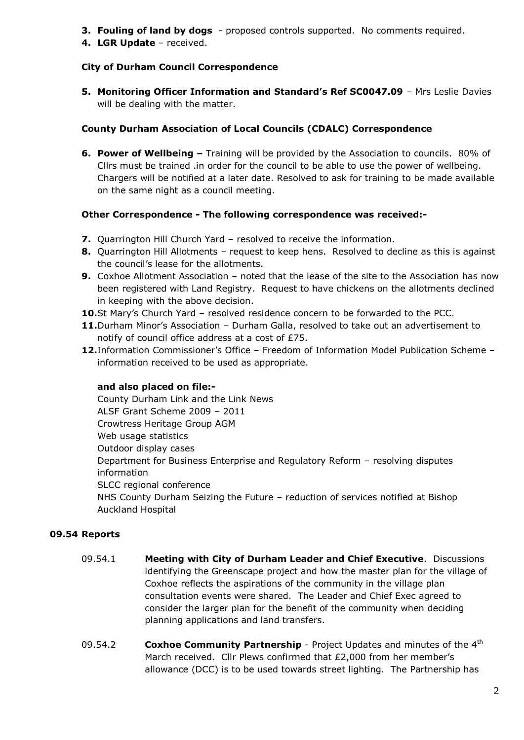3. **Fouling of land by dogs** - proposed controls supported. No comments required.
4. **LGR Update** – received.

**City of Durham Council Correspondence**

5. **Monitoring Officer Information and Standard's Ref SC0047.09** – Mrs Leslie Davies will be dealing with the matter.

**County Durham Association of Local Councils (CDALC) Correspondence**

6. **Power of Wellbeing –** Training will be provided by the Association to councils. 80% of Cllrs must be trained .in order for the council to be able to use the power of wellbeing. Chargers will be notified at a later date. Resolved to ask for training to be made available on the same night as a council meeting.

**Other Correspondence - The following correspondence was received:-**

7. Quarrington Hill Church Yard – resolved to receive the information.
8. Quarrington Hill Allotments – request to keep hens. Resolved to decline as this is against the council's lease for the allotments.
9. Coxhoe Allotment Association – noted that the lease of the site to the Association has now been registered with Land Registry. Request to have chickens on the allotments declined in keeping with the above decision.
10. St Mary's Church Yard – resolved residence concern to be forwarded to the PCC.
11. Durham Minor's Association – Durham Galla, resolved to take out an advertisement to notify of council office address at a cost of £75.
12. Information Commissioner's Office – Freedom of Information Model Publication Scheme – information received to be used as appropriate.

**and also placed on file:-**

County Durham Link and the Link News
ALSF Grant Scheme 2009 – 2011
Crowtress Heritage Group AGM
Web usage statistics
Outdoor display cases
Department for Business Enterprise and Regulatory Reform – resolving disputes information
SLCC regional conference
NHS County Durham Seizing the Future – reduction of services notified at Bishop Auckland Hospital

**09.54 Reports**

09.54.1 **Meeting with City of Durham Leader and Chief Executive**. Discussions identifying the Greenscape project and how the master plan for the village of Coxhoe reflects the aspirations of the community in the village plan consultation events were shared. The Leader and Chief Exec agreed to consider the larger plan for the benefit of the community when deciding planning applications and land transfers.

09.54.2 **Coxhoe Community Partnership** - Project Updates and minutes of the 4th March received. Cllr Plews confirmed that £2,000 from her member's allowance (DCC) is to be used towards street lighting. The Partnership has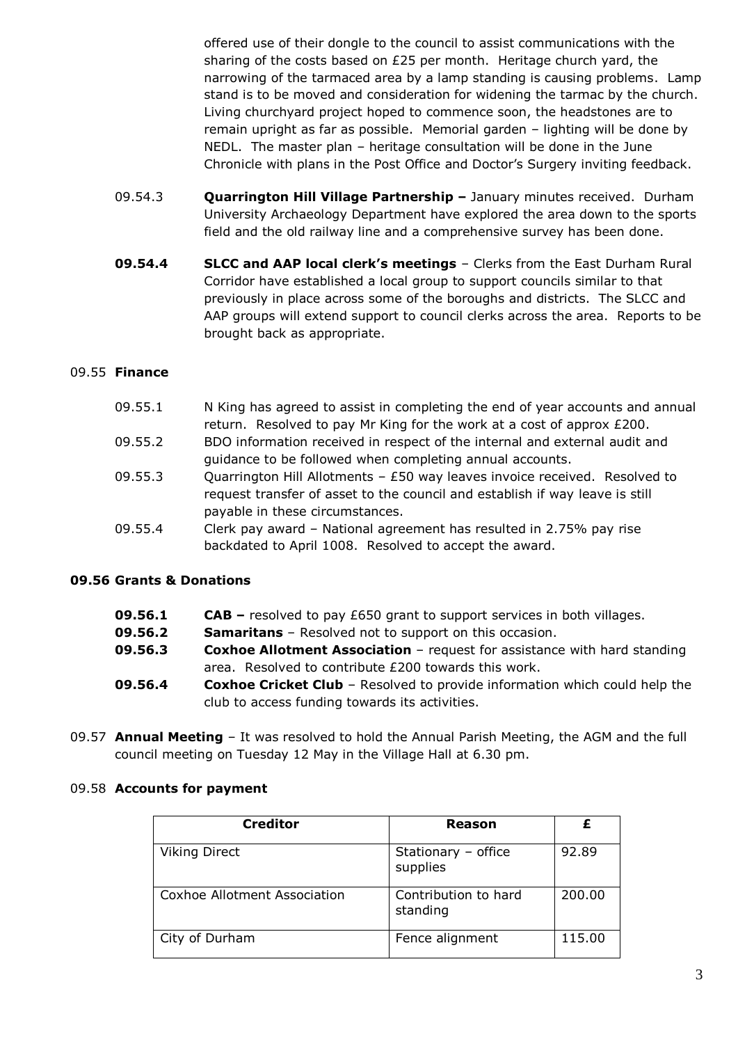offered use of their dongle to the council to assist communications with the sharing of the costs based on £25 per month. Heritage church yard, the narrowing of the tarmaced area by a lamp standing is causing problems. Lamp stand is to be moved and consideration for widening the tarmac by the church. Living churchyard project hoped to commence soon, the headstones are to remain upright as far as possible. Memorial garden – lighting will be done by NEDL. The master plan – heritage consultation will be done in the June Chronicle with plans in the Post Office and Doctor's Surgery inviting feedback.

09.54.3 **Quarrington Hill Village Partnership –** January minutes received. Durham University Archaeology Department have explored the area down to the sports field and the old railway line and a comprehensive survey has been done.

**09.54.4** **SLCC and AAP local clerk's meetings** – Clerks from the East Durham Rural Corridor have established a local group to support councils similar to that previously in place across some of the boroughs and districts. The SLCC and AAP groups will extend support to council clerks across the area. Reports to be brought back as appropriate.

09.55 **Finance**

09.55.1 N King has agreed to assist in completing the end of year accounts and annual return. Resolved to pay Mr King for the work at a cost of approx £200.

09.55.2 BDO information received in respect of the internal and external audit and guidance to be followed when completing annual accounts.

09.55.3 Quarrington Hill Allotments – £50 way leaves invoice received. Resolved to request transfer of asset to the council and establish if way leave is still payable in these circumstances.

09.55.4 Clerk pay award – National agreement has resulted in 2.75% pay rise backdated to April 1008. Resolved to accept the award.

**09.56 Grants & Donations**

**09.56.1** **CAB –** resolved to pay £650 grant to support services in both villages.

**09.56.2** **Samaritans** – Resolved not to support on this occasion.

**09.56.3** **Coxhoe Allotment Association** – request for assistance with hard standing area. Resolved to contribute £200 towards this work.

**09.56.4** **Coxhoe Cricket Club** – Resolved to provide information which could help the club to access funding towards its activities.

09.57 **Annual Meeting** – It was resolved to hold the Annual Parish Meeting, the AGM and the full council meeting on Tuesday 12 May in the Village Hall at 6.30 pm.

09.58 **Accounts for payment**

| Creditor | Reason | £ |
|---|---|---|
| Viking Direct | Stationary – office supplies | 92.89 |
| Coxhoe Allotment Association | Contribution to hard standing | 200.00 |
| City of Durham | Fence alignment | 115.00 |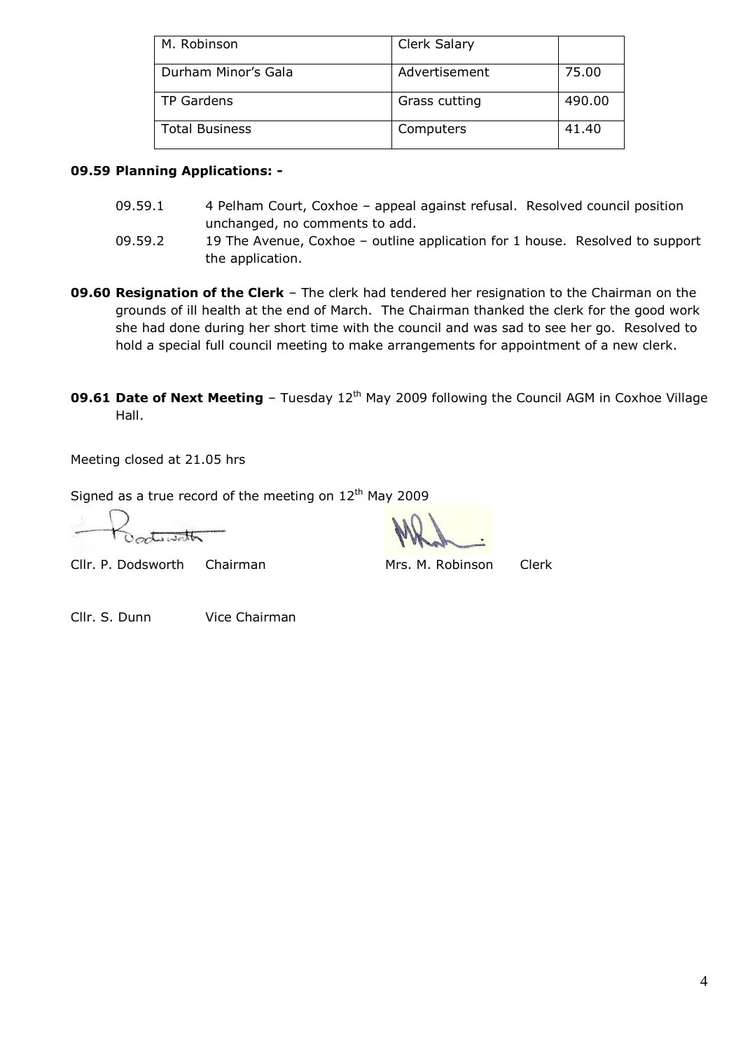| | | |
|---|---|---|
| M. Robinson | Clerk Salary | |
| Durham Minor's Gala | Advertisement | 75.00 |
| TP Gardens | Grass cutting | 490.00 |
| Total Business | Computers | 41.40 |

**09.59 Planning Applications: -**

09.59.1 4 Pelham Court, Coxhoe – appeal against refusal. Resolved council position unchanged, no comments to add.

09.59.2 19 The Avenue, Coxhoe – outline application for 1 house. Resolved to support the application.

**09.60 Resignation of the Clerk** – The clerk had tendered her resignation to the Chairman on the grounds of ill health at the end of March. The Chairman thanked the clerk for the good work she had done during her short time with the council and was sad to see her go. Resolved to hold a special full council meeting to make arrangements for appointment of a new clerk.

**09.61 Date of Next Meeting** – Tuesday 12th May 2009 following the Council AGM in Coxhoe Village Hall.

Meeting closed at 21.05 hrs

Signed as a true record of the meeting on 12th May 2009

Cllr. P. Dodsworth Chairman

Mrs. M. Robinson Clerk

Cllr. S. Dunn Vice Chairman